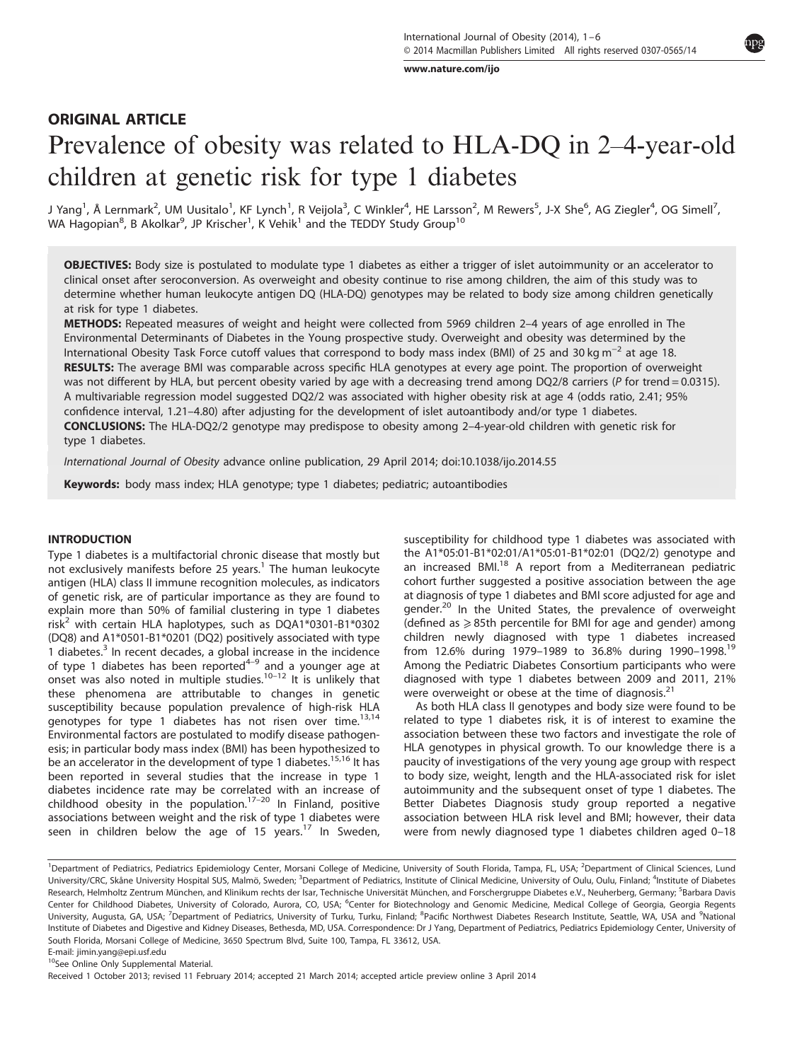## ORIGINAL ARTICLE

# Prevalence of obesity was related to HLA-DQ in 2–4-year-old children at genetic risk for type 1 diabetes

J Yang[1], Å Lernmark[2], UM Uusitalo[1], KF Lynch[1], R Veijola[3], C Winkler[4], HE Larsson[2], M Rewers[5], J-X She[6], AG Ziegler[4], OG Simell[7], WA Hagopian[8], B Akolkar[9], JP Krischer[1], K Vehik[1] and the TEDDY Study Group[10]

**OBJECTIVES:** Body size is postulated to modulate type 1 diabetes as either a trigger of islet autoimmunity or an accelerator to clinical onset after seroconversion. As overweight and obesity continue to rise among children, the aim of this study was to determine whether human leukocyte antigen DQ (HLA-DQ) genotypes may be related to body size among children genetically at risk for type 1 diabetes.

**METHODS:** Repeated measures of weight and height were collected from 5969 children 2–4 years of age enrolled in The Environmental Determinants of Diabetes in the Young prospective study. Overweight and obesity was determined by the International Obesity Task Force cutoff values that correspond to body mass index (BMI) of 25 and 30 kg m$^{-2}$ at age 18.

**RESULTS:** The average BMI was comparable across specific HLA genotypes at every age point. The proportion of overweight was not different by HLA, but percent obesity varied by age with a decreasing trend among DQ2/8 carriers ($P$ for trend = 0.0315). A multivariable regression model suggested DQ2/2 was associated with higher obesity risk at age 4 (odds ratio, 2.41; 95% confidence interval, 1.21–4.80) after adjusting for the development of islet autoantibody and/or type 1 diabetes.

**CONCLUSIONS:** The HLA-DQ2/2 genotype may predispose to obesity among 2–4-year-old children with genetic risk for type 1 diabetes.

*International Journal of Obesity* advance online publication, 29 April 2014; doi:10.1038/ijo.2014.55

**Keywords:** body mass index; HLA genotype; type 1 diabetes; pediatric; autoantibodies

## INTRODUCTION

Type 1 diabetes is a multifactorial chronic disease that mostly but not exclusively manifests before 25 years.[1] The human leukocyte antigen (HLA) class II immune recognition molecules, as indicators of genetic risk, are of particular importance as they are found to explain more than 50% of familial clustering in type 1 diabetes risk[2] with certain HLA haplotypes, such as DQA1*0301-B1*0302 (DQ8) and A1*0501-B1*0201 (DQ2) positively associated with type 1 diabetes.[3] In recent decades, a global increase in the incidence of type 1 diabetes has been reported[4–9] and a younger age at onset was also noted in multiple studies.[10–12] It is unlikely that these phenomena are attributable to changes in genetic susceptibility because population prevalence of high-risk HLA genotypes for type 1 diabetes has not risen over time.[13,14] Environmental factors are postulated to modify disease pathogenesis; in particular body mass index (BMI) has been hypothesized to be an accelerator in the development of type 1 diabetes.[15,16] It has been reported in several studies that the increase in type 1 diabetes incidence rate may be correlated with an increase of childhood obesity in the population.[17–20] In Finland, positive associations between weight and the risk of type 1 diabetes were seen in children below the age of 15 years.[17] In Sweden, susceptibility for childhood type 1 diabetes was associated with the A1*05:01-B1*02:01/A1*05:01-B1*02:01 (DQ2/2) genotype and an increased BMI.[18] A report from a Mediterranean pediatric cohort further suggested a positive association between the age at diagnosis of type 1 diabetes and BMI score adjusted for age and gender.[20] In the United States, the prevalence of overweight (defined as ⩾85th percentile for BMI for age and gender) among children newly diagnosed with type 1 diabetes increased from 12.6% during 1979–1989 to 36.8% during 1990–1998.[19] Among the Pediatric Diabetes Consortium participants who were diagnosed with type 1 diabetes between 2009 and 2011, 21% were overweight or obese at the time of diagnosis.[21]

As both HLA class II genotypes and body size were found to be related to type 1 diabetes risk, it is of interest to examine the association between these two factors and investigate the role of HLA genotypes in physical growth. To our knowledge there is a paucity of investigations of the very young age group with respect to body size, weight, length and the HLA-associated risk for islet autoimmunity and the subsequent onset of type 1 diabetes. The Better Diabetes Diagnosis study group reported a negative association between HLA risk level and BMI; however, their data were from newly diagnosed type 1 diabetes children aged 0–18

[1]Department of Pediatrics, Pediatrics Epidemiology Center, Morsani College of Medicine, University of South Florida, Tampa, FL, USA; [2]Department of Clinical Sciences, Lund University/CRC, Skåne University Hospital SUS, Malmö, Sweden; [3]Department of Pediatrics, Institute of Clinical Medicine, University of Oulu, Oulu, Finland; [4]Institute of Diabetes Research, Helmholtz Zentrum München, and Klinikum rechts der Isar, Technische Universität München, and Forschergruppe Diabetes e.V., Neuherberg, Germany; [5]Barbara Davis Center for Childhood Diabetes, University of Colorado, Aurora, CO, USA; [6]Center for Biotechnology and Genomic Medicine, Medical College of Georgia, Georgia Regents University, Augusta, GA, USA; [7]Department of Pediatrics, University of Turku, Turku, Finland; [8]Pacific Northwest Diabetes Research Institute, Seattle, WA, USA and [9]National Institute of Diabetes and Digestive and Kidney Diseases, Bethesda, MD, USA. Correspondence: Dr J Yang, Department of Pediatrics, Pediatrics Epidemiology Center, University of South Florida, Morsani College of Medicine, 3650 Spectrum Blvd, Suite 100, Tampa, FL 33612, USA.
E-mail: jimin.yang@epi.usf.edu
[10]See Online Only Supplemental Material.
Received 1 October 2013; revised 11 February 2014; accepted 21 March 2014; accepted article preview online 3 April 2014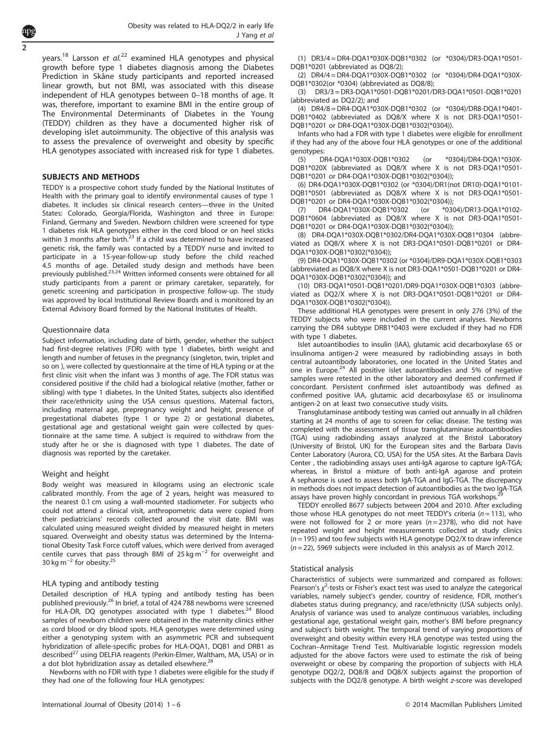years.[18] Larsson *et al.*[22] examined HLA genotypes and physical growth before type 1 diabetes diagnosis among the Diabetes Prediction in Skåne study participants and reported increased linear growth, but not BMI, was associated with this disease independent of HLA genotypes between 0–18 months of age. It was, therefore, important to examine BMI in the entire group of The Environmental Determinants of Diabetes in the Young (TEDDY) children as they have a documented higher risk of developing islet autoimmunity. The objective of this analysis was to assess the prevalence of overweight and obesity by specific HLA genotypes associated with increased risk for type 1 diabetes.

## SUBJECTS AND METHODS

TEDDY is a prospective cohort study funded by the National Institutes of Health with the primary goal to identify environmental causes of type 1 diabetes. It includes six clinical research centers—three in the United States: Colorado, Georgia/Florida, Washington and three in Europe: Finland, Germany and Sweden. Newborn children were screened for type 1 diabetes risk HLA genotypes either in the cord blood or on heel sticks within 3 months after birth.[23] If a child was determined to have increased genetic risk, the family was contacted by a TEDDY nurse and invited to participate in a 15-year-follow-up study before the child reached 4.5 months of age. Detailed study design and methods have been previously published.[23,24] Written informed consents were obtained for all study participants from a parent or primary caretaker, separately, for genetic screening and participation in prospective follow-up. The study was approved by local Institutional Review Boards and is monitored by an External Advisory Board formed by the National Institutes of Health.

### Questionnaire data

Subject information, including date of birth, gender, whether the subject had first-degree relatives (FDR) with type 1 diabetes, birth weight and length and number of fetuses in the pregnancy (singleton, twin, triplet and so on ), were collected by questionnaire at the time of HLA typing or at the first clinic visit when the infant was 3 months of age. The FDR status was considered positive if the child had a biological relative (mother, father or sibling) with type 1 diabetes. In the United States, subjects also identified their race/ethnicity using the USA census questions. Maternal factors, including maternal age, prepregnancy weight and height, presence of pregestational diabetes (type 1 or type 2) or gestational diabetes, gestational age and gestational weight gain were collected by questionnaire at the same time. A subject is required to withdraw from the study after he or she is diagnosed with type 1 diabetes. The date of diagnosis was reported by the caretaker.

### Weight and height

Body weight was measured in kilograms using an electronic scale calibrated monthly. From the age of 2 years, height was measured to the nearest 0.1 cm using a wall-mounted stadiometer. For subjects who could not attend a clinical visit, anthropometric data were copied from their pediatricians' records collected around the visit date. BMI was calculated using measured weight divided by measured height in meters squared. Overweight and obesity status was determined by the International Obesity Task Force cutoff values, which were derived from averaged centile curves that pass through BMI of 25 kg $m^{-2}$ for overweight and 30 kg $m^{-2}$ for obesity.[25]

### HLA typing and antibody testing

Detailed description of HLA typing and antibody testing has been published previously.[26] In brief, a total of 424 788 newborns were screened for HLA-DR, DQ genotypes associated with type 1 diabetes.[24] Blood samples of newborn children were obtained in the maternity clinics either as cord blood or dry blood spots. HLA genotypes were determined using either a genotyping system with an asymmetric PCR and subsequent hybridization of allele-specific probes for HLA-DQA1, DQB1 and DRB1 as described[27] using DELFIA reagents (Perkin-Elmer, Waltham, MA, USA) or in a dot blot hybridization assay as detailed elsewhere.[28]

Newborns with no FDR with type 1 diabetes were eligible for the study if they had one of the following four HLA genotypes:

(1) DR3/4 = DR4-DQA1*030X-DQB1*0302 (or *0304)/DR3-DQA1*0501-DQB1*0201 (abbreviated as DQ8/2);

(2) DR4/4 = DR4-DQA1*030X-DQB1*0302 (or *0304)/DR4-DQA1*030X-DQB1*0302(or *0304) (abbreviated as DQ8/8);

(3) DR3/3 = DR3-DQA1*0501-DQB1*0201/DR3-DQA1*0501-DQB1*0201 (abbreviated as DQ2/2); and

(4) DR4/8 = DR4-DQA1*030X-DQB1*0302 (or *0304)/DR8-DQA1*0401-DQB1*0402 (abbreviated as DQ8/X where X is not DR3-DQA1*0501-DQB1*0201 or DR4-DQA1*030X-DQB1*0302(*0304)).

Infants who had a FDR with type 1 diabetes were eligible for enrollment if they had any of the above four HLA genotypes or one of the additional genotypes:

(5) DR4-DQA1*030X-DQB1*0302 (or *0304)/DR4-DQA1*030X-DQB1*020X (abbreviated as DQ8/X where X is not DR3-DQA1*0501-DQB1*0201 or DR4-DQA1*030X-DQB1*0302(*0304));

(6) DR4-DQA1*030X-DQB1*0302 (or *0304)/DR1(not DR10)-DQA1*0101-DQB1*0501 (abbreviated as DQ8/X where X is not DR3-DQA1*0501-DQB1*0201 or DR4-DQA1*030X-DQB1*0302(*0304));

(7) DR4-DQA1*030X-DQB1*0302 (or *0304)/DR13-DQA1*0102-DQB1*0604 (abbreviated as DQ8/X where X is not DR3-DQA1*0501-DQB1*0201 or DR4-DQA1*030X-DQB1*0302(*0304));

(8) DR4-DQA1*030X-DQB1*0302/DR4-DQA1*030X-DQB1*0304 (abbreviated as DQ8/X where X is not DR3-DQA1*0501-DQB1*0201 or DR4-DQA1*030X-DQB1*0302(*0304));

(9) DR4-DQA1*030X-DQB1*0302 (or *0304)/DR9-DQA1*030X-DQB1*0303 (abbreviated as DQ8/X where X is not DR3-DQA1*0501-DQB1*0201 or DR4-DQA1*030X-DQB1*0302(*0304)); and

(10) DR3-DQA1*0501-DQB1*0201/DR9-DQA1*030X-DQB1*0303 (abbreviated as DQ2/X where X is not DR3-DQA1*0501-DQB1*0201 or DR4-DQA1*030X-DQB1*0302(*0304)).

These additional HLA genotypes were present in only 276 (3%) of the TEDDY subjects who were included in the current analyses. Newborns carrying the DR4 subtype DRB1*0403 were excluded if they had no FDR with type 1 diabetes.

Islet autoantibodies to insulin (IAA), glutamic acid decarboxylase 65 or insulinoma antigen-2 were measured by radiobinding assays in both central autoantibody laboratories, one located in the United States and one in Europe.[24] All positive islet autoantibodies and 5% of negative samples were retested in the other laboratory and deemed confirmed if concordant. Persistent confirmed islet autoantibody was defined as confirmed positive IAA, glutamic acid decarboxylase 65 or insulinoma antigen-2 on at least two consecutive study visits.

Transglutaminase antibody testing was carried out annually in all children starting at 24 months of age to screen for celiac disease. The testing was completed with the assessment of tissue transglutaminase autoantibodies (TGA) using radiobinding assays analyzed at the Bristol Laboratory (University of Bristol, UK) for the European sites and the Barbara Davis Center Laboratory (Aurora, CO, USA) for the USA sites. At the Barbara Davis Center , the radiobinding assays uses anti-IgA agarose to capture IgA-TGA; whereas, in Bristol a mixture of both anti-IgA agarose and protein A sepharose is used to assess both IgA-TGA and IgG-TGA. The discrepancy in methods does not impact detection of autoantibodies as the two IgA-TGA assays have proven highly concordant in previous TGA workshops.[29]

TEDDY enrolled 8677 subjects between 2004 and 2010. After excluding those whose HLA genotypes do not meet TEDDY's criteria ($n = 113$), who were not followed for 2 or more years ($n = 2378$), who did not have repeated weight and height measurements collected at study clinics ($n = 195$) and too few subjects with HLA genotype DQ2/X to draw inference ($n = 22$), 5969 subjects were included in this analysis as of March 2012.

### Statistical analysis

Characteristics of subjects were summarized and compared as follows: Pearson's $\chi^2$-tests or Fisher's exact test was used to analyze the categorical variables, namely subject's gender, country of residence, FDR, mother's diabetes status during pregnancy, and race/ethnicity (USA subjects only). Analysis of variance was used to analyze continuous variables, including gestational age, gestational weight gain, mother's BMI before pregnancy and subject's birth weight. The temporal trend of varying proportions of overweight and obesity within every HLA genotype was tested using the Cochran–Armitage Trend Test. Multivariable logistic regression models adjusted for the above factors were used to estimate the risk of being overweight or obese by comparing the proportion of subjects with HLA genotype DQ2/2, DQ8/8 and DQ8/X subjects against the proportion of subjects with the DQ2/8 genotype. A birth weight $z$-score was developed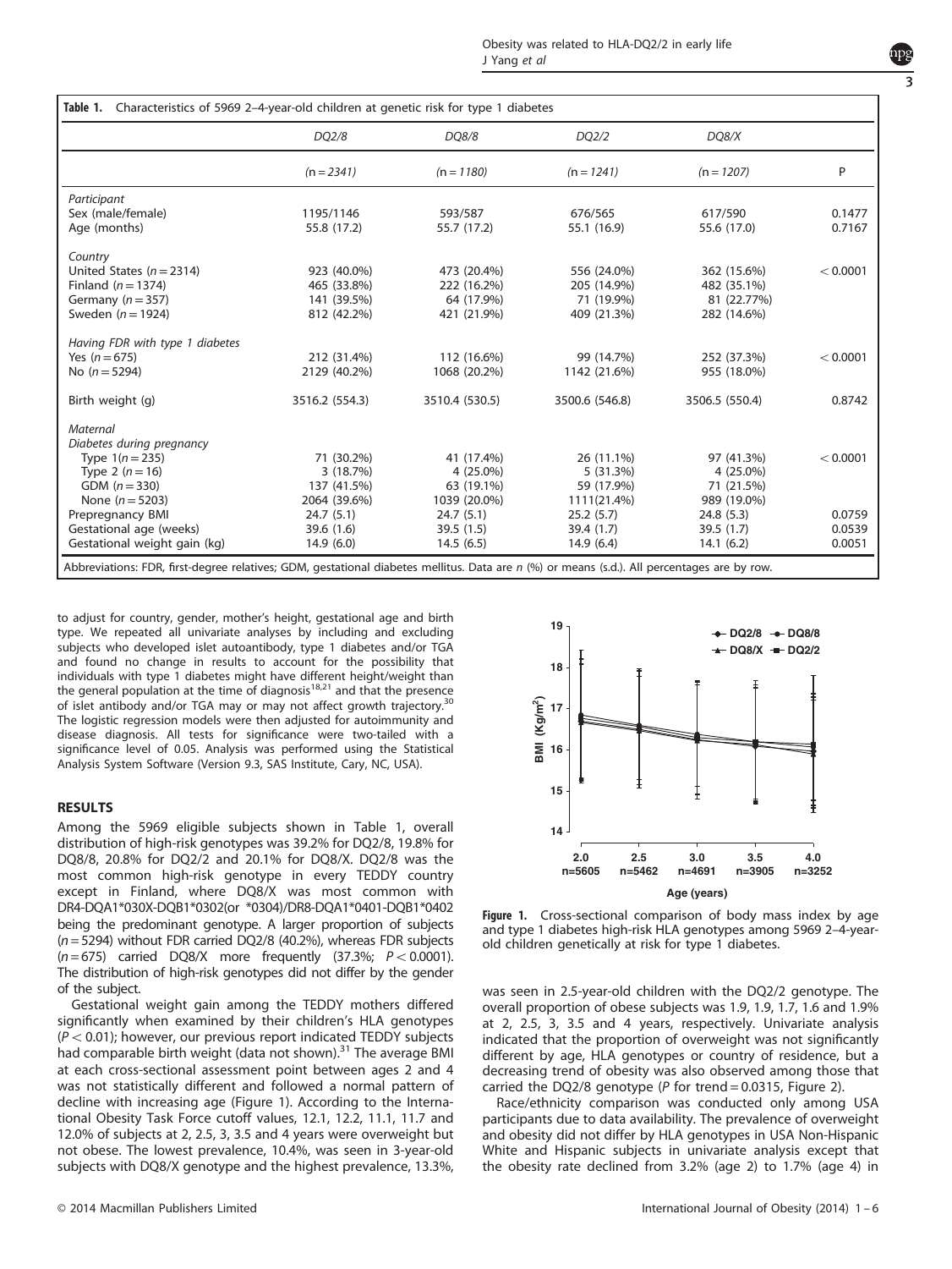**Table 1.** Characteristics of 5969 2–4-year-old children at genetic risk for type 1 diabetes

| | DQ2/8 | DQ8/8 | DQ2/2 | DQ8/X | |
|---|---|---|---|---|---|
| | (n = 2341) | (n = 1180) | (n = 1241) | (n = 1207) | P |
| *Participant* | | | | | |
| Sex (male/female) | 1195/1146 | 593/587 | 676/565 | 617/590 | 0.1477 |
| Age (months) | 55.8 (17.2) | 55.7 (17.2) | 55.1 (16.9) | 55.6 (17.0) | 0.7167 |
| *Country* | | | | | |
| United States (n = 2314) | 923 (40.0%) | 473 (20.4%) | 556 (24.0%) | 362 (15.6%) | < 0.0001 |
| Finland (n = 1374) | 465 (33.8%) | 222 (16.2%) | 205 (14.9%) | 482 (35.1%) | |
| Germany (n = 357) | 141 (39.5%) | 64 (17.9%) | 71 (19.9%) | 81 (22.77%) | |
| Sweden (n = 1924) | 812 (42.2%) | 421 (21.9%) | 409 (21.3%) | 282 (14.6%) | |
| *Having FDR with type 1 diabetes* | | | | | |
| Yes (n = 675) | 212 (31.4%) | 112 (16.6%) | 99 (14.7%) | 252 (37.3%) | < 0.0001 |
| No (n = 5294) | 2129 (40.2%) | 1068 (20.2%) | 1142 (21.6%) | 955 (18.0%) | |
| Birth weight (g) | 3516.2 (554.3) | 3510.4 (530.5) | 3500.6 (546.8) | 3506.5 (550.4) | 0.8742 |
| *Maternal* | | | | | |
| *Diabetes during pregnancy* | | | | | |
| Type 1(n = 235) | 71 (30.2%) | 41 (17.4%) | 26 (11.1%) | 97 (41.3%) | < 0.0001 |
| Type 2 (n = 16) | 3 (18.7%) | 4 (25.0%) | 5 (31.3%) | 4 (25.0%) | |
| GDM (n = 330) | 137 (41.5%) | 63 (19.1%) | 59 (17.9%) | 71 (21.5%) | |
| None (n = 5203) | 2064 (39.6%) | 1039 (20.0%) | 1111(21.4%) | 989 (19.0%) | |
| Prepregnancy BMI | 24.7 (5.1) | 24.7 (5.1) | 25.2 (5.7) | 24.8 (5.3) | 0.0759 |
| Gestational age (weeks) | 39.6 (1.6) | 39.5 (1.5) | 39.4 (1.7) | 39.5 (1.7) | 0.0539 |
| Gestational weight gain (kg) | 14.9 (6.0) | 14.5 (6.5) | 14.9 (6.4) | 14.1 (6.2) | 0.0051 |

Abbreviations: FDR, first-degree relatives; GDM, gestational diabetes mellitus. Data are n (%) or means (s.d.). All percentages are by row.

to adjust for country, gender, mother's height, gestational age and birth type. We repeated all univariate analyses by including and excluding subjects who developed islet autoantibody, type 1 diabetes and/or TGA and found no change in results to account for the possibility that individuals with type 1 diabetes might have different height/weight than the general population at the time of diagnosis[18,21] and that the presence of islet antibody and/or TGA may or may not affect growth trajectory.[30] The logistic regression models were then adjusted for autoimmunity and disease diagnosis. All tests for significance were two-tailed with a significance level of 0.05. Analysis was performed using the Statistical Analysis System Software (Version 9.3, SAS Institute, Cary, NC, USA).

## RESULTS

Among the 5969 eligible subjects shown in Table 1, overall distribution of high-risk genotypes was 39.2% for DQ2/8, 19.8% for DQ8/8, 20.8% for DQ2/2 and 20.1% for DQ8/X. DQ2/8 was the most common high-risk genotype in every TEDDY country except in Finland, where DQ8/X was most common with DR4-DQA1*030X-DQB1*0302(or *0304)/DR8-DQA1*0401-DQB1*0402 being the predominant genotype. A larger proportion of subjects (n = 5294) without FDR carried DQ2/8 (40.2%), whereas FDR subjects (n = 675) carried DQ8/X more frequently (37.3%; $P < 0.0001$). The distribution of high-risk genotypes did not differ by the gender of the subject.

Gestational weight gain among the TEDDY mothers differed significantly when examined by their children's HLA genotypes ($P < 0.01$); however, our previous report indicated TEDDY subjects had comparable birth weight (data not shown).[31] The average BMI at each cross-sectional assessment point between ages 2 and 4 was not statistically different and followed a normal pattern of decline with increasing age (Figure 1). According to the International Obesity Task Force cutoff values, 12.1, 12.2, 11.1, 11.7 and 12.0% of subjects at 2, 2.5, 3, 3.5 and 4 years were overweight but not obese. The lowest prevalence, 10.4%, was seen in 3-year-old subjects with DQ8/X genotype and the highest prevalence, 13.3%, was seen in 2.5-year-old children with the DQ2/2 genotype. The overall proportion of obese subjects was 1.9, 1.9, 1.7, 1.6 and 1.9% at 2, 2.5, 3, 3.5 and 4 years, respectively. Univariate analysis indicated that the proportion of overweight was not significantly different by age, HLA genotypes or country of residence, but a decreasing trend of obesity was also observed among those that carried the DQ2/8 genotype (P for trend = 0.0315, Figure 2).

**Figure 1.** Cross-sectional comparison of body mass index by age and type 1 diabetes high-risk HLA genotypes among 5969 2–4-year-old children genetically at risk for type 1 diabetes.

Race/ethnicity comparison was conducted only among USA participants due to data availability. The prevalence of overweight and obesity did not differ by HLA genotypes in USA Non-Hispanic White and Hispanic subjects in univariate analysis except that the obesity rate declined from 3.2% (age 2) to 1.7% (age 4) in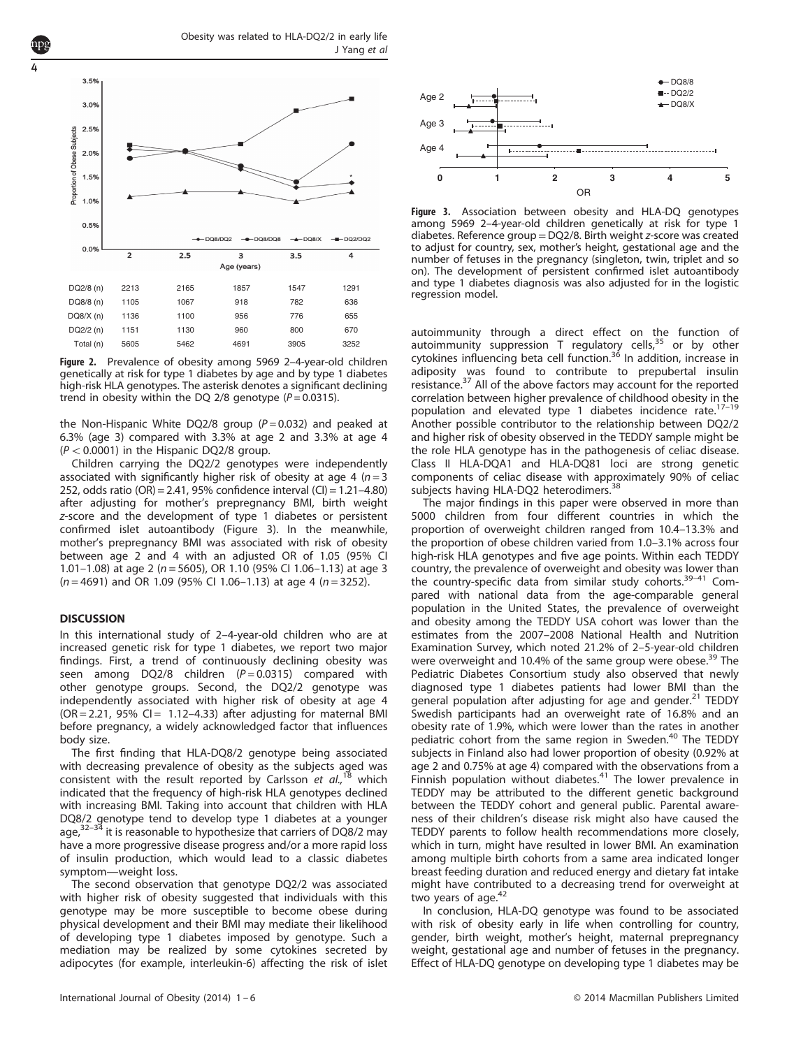| | 2 | 2.5 | 3 | 3.5 | 4 |
|---|---|---|---|---|---|
| DQ2/8 (n) | 2213 | 2165 | 1857 | 1547 | 1291 |
| DQ8/8 (n) | 1105 | 1067 | 918 | 782 | 636 |
| DQ8/X (n) | 1136 | 1100 | 956 | 776 | 655 |
| DQ2/2 (n) | 1151 | 1130 | 960 | 800 | 670 |
| Total (n) | 5605 | 5462 | 4691 | 3905 | 3252 |

**Figure 2.** Prevalence of obesity among 5969 2–4-year-old children genetically at risk for type 1 diabetes by age and by type 1 diabetes high-risk HLA genotypes. The asterisk denotes a significant declining trend in obesity within the DQ 2/8 genotype ($P = 0.0315$).

**Figure 3.** Association between obesity and HLA-DQ genotypes among 5969 2–4-year-old children genetically at risk for type 1 diabetes. Reference group = DQ2/8. Birth weight z-score was created to adjust for country, sex, mother's height, gestational age and the number of fetuses in the pregnancy (singleton, twin, triplet and so on). The development of persistent confirmed islet autoantibody and type 1 diabetes diagnosis was also adjusted for in the logistic regression model.

the Non-Hispanic White DQ2/8 group ($P = 0.032$) and peaked at 6.3% (age 3) compared with 3.3% at age 2 and 3.3% at age 4 ($P < 0.0001$) in the Hispanic DQ2/8 group.

Children carrying the DQ2/2 genotypes were independently associated with significantly higher risk of obesity at age 4 ($n = 3$ 252, odds ratio (OR) = 2.41, 95% confidence interval (CI) = 1.21–4.80) after adjusting for mother's prepregnancy BMI, birth weight z-score and the development of type 1 diabetes or persistent confirmed islet autoantibody (Figure 3). In the meanwhile, mother's prepregnancy BMI was associated with risk of obesity between age 2 and 4 with an adjusted OR of 1.05 (95% CI 1.01–1.08) at age 2 ($n = 5605$), OR 1.10 (95% CI 1.06–1.13) at age 3 ($n = 4691$) and OR 1.09 (95% CI 1.06–1.13) at age 4 ($n = 3252$).

## DISCUSSION

In this international study of 2–4-year-old children who are at increased genetic risk for type 1 diabetes, we report two major findings. First, a trend of continuously declining obesity was seen among DQ2/8 children ($P = 0.0315$) compared with other genotype groups. Second, the DQ2/2 genotype was independently associated with higher risk of obesity at age 4 (OR = 2.21, 95% CI = 1.12–4.33) after adjusting for maternal BMI before pregnancy, a widely acknowledged factor that influences body size.

The first finding that HLA-DQ8/2 genotype being associated with decreasing prevalence of obesity as the subjects aged was consistent with the result reported by Carlsson *et al.*,[18] which indicated that the frequency of high-risk HLA genotypes declined with increasing BMI. Taking into account that children with HLA DQ8/2 genotype tend to develop type 1 diabetes at a younger age,[32–34] it is reasonable to hypothesize that carriers of DQ8/2 may have a more progressive disease progress and/or a more rapid loss of insulin production, which would lead to a classic diabetes symptom—weight loss.

The second observation that genotype DQ2/2 was associated with higher risk of obesity suggested that individuals with this genotype may be more susceptible to become obese during physical development and their BMI may mediate their likelihood of developing type 1 diabetes imposed by genotype. Such a mediation may be realized by some cytokines secreted by adipocytes (for example, interleukin-6) affecting the risk of islet autoimmunity through a direct effect on the function of autoimmunity suppression T regulatory cells,[35] or by other cytokines influencing beta cell function.[36] In addition, increase in adiposity was found to contribute to prepubertal insulin resistance.[37] All of the above factors may account for the reported correlation between higher prevalence of childhood obesity in the population and elevated type 1 diabetes incidence rate.[17–19] Another possible contributor to the relationship between DQ2/2 and higher risk of obesity observed in the TEDDY sample might be the role HLA genotype has in the pathogenesis of celiac disease. Class II HLA-DQA1 and HLA-DQ81 loci are strong genetic components of celiac disease with approximately 90% of celiac subjects having HLA-DQ2 heterodimers.[38]

The major findings in this paper were observed in more than 5000 children from four different countries in which the proportion of overweight children ranged from 10.4–13.3% and the proportion of obese children varied from 1.0–3.1% across four high-risk HLA genotypes and five age points. Within each TEDDY country, the prevalence of overweight and obesity was lower than the country-specific data from similar study cohorts.[39–41] Compared with national data from the age-comparable general population in the United States, the prevalence of overweight and obesity among the TEDDY USA cohort was lower than the estimates from the 2007–2008 National Health and Nutrition Examination Survey, which noted 21.2% of 2–5-year-old children were overweight and 10.4% of the same group were obese.[39] The Pediatric Diabetes Consortium study also observed that newly diagnosed type 1 diabetes patients had lower BMI than the general population after adjusting for age and gender.[21] TEDDY Swedish participants had an overweight rate of 16.8% and an obesity rate of 1.9%, which were lower than the rates in another pediatric cohort from the same region in Sweden.[40] The TEDDY subjects in Finland also had lower proportion of obesity (0.92% at age 2 and 0.75% at age 4) compared with the observations from a Finnish population without diabetes.[41] The lower prevalence in TEDDY may be attributed to the different genetic background between the TEDDY cohort and general public. Parental awareness of their children's disease risk might also have caused the TEDDY parents to follow health recommendations more closely, which in turn, might have resulted in lower BMI. An examination among multiple birth cohorts from a same area indicated longer breast feeding duration and reduced energy and dietary fat intake might have contributed to a decreasing trend for overweight at two years of age.[42]

In conclusion, HLA-DQ genotype was found to be associated with risk of obesity early in life when controlling for country, gender, birth weight, mother's height, maternal prepregnancy weight, gestational age and number of fetuses in the pregnancy. Effect of HLA-DQ genotype on developing type 1 diabetes may be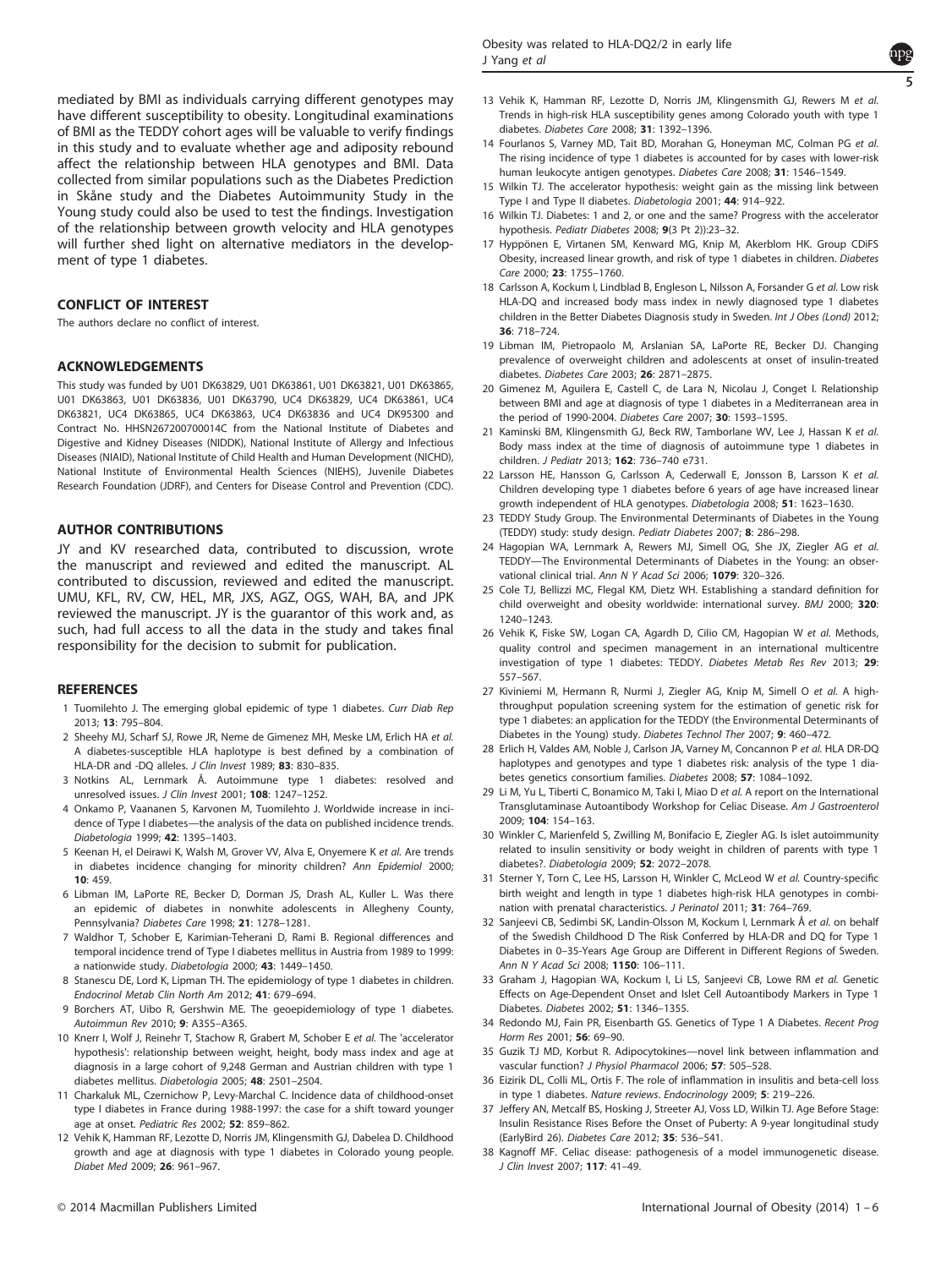mediated by BMI as individuals carrying different genotypes may have different susceptibility to obesity. Longitudinal examinations of BMI as the TEDDY cohort ages will be valuable to verify findings in this study and to evaluate whether age and adiposity rebound affect the relationship between HLA genotypes and BMI. Data collected from similar populations such as the Diabetes Prediction in Skåne study and the Diabetes Autoimmunity Study in the Young study could also be used to test the findings. Investigation of the relationship between growth velocity and HLA genotypes will further shed light on alternative mediators in the development of type 1 diabetes.

## CONFLICT OF INTEREST

The authors declare no conflict of interest.

## ACKNOWLEDGEMENTS

This study was funded by U01 DK63829, U01 DK63861, U01 DK63821, U01 DK63865, U01 DK63863, U01 DK63836, U01 DK63790, UC4 DK63829, UC4 DK63861, UC4 DK63821, UC4 DK63865, UC4 DK63863, UC4 DK63836 and UC4 DK95300 and Contract No. HHSN267200700014C from the National Institute of Diabetes and Digestive and Kidney Diseases (NIDDK), National Institute of Allergy and Infectious Diseases (NIAID), National Institute of Child Health and Human Development (NICHD), National Institute of Environmental Health Sciences (NIEHS), Juvenile Diabetes Research Foundation (JDRF), and Centers for Disease Control and Prevention (CDC).

## AUTHOR CONTRIBUTIONS

JY and KV researched data, contributed to discussion, wrote the manuscript and reviewed and edited the manuscript. AL contributed to discussion, reviewed and edited the manuscript. UMU, KFL, RV, CW, HEL, MR, JXS, AGZ, OGS, WAH, BA, and JPK reviewed the manuscript. JY is the guarantor of this work and, as such, had full access to all the data in the study and takes final responsibility for the decision to submit for publication.

## REFERENCES

1. Tuomilehto J. The emerging global epidemic of type 1 diabetes. *Curr Diab Rep* 2013; **13**: 795–804.
2. Sheehy MJ, Scharf SJ, Rowe JR, Neme de Gimenez MH, Meske LM, Erlich HA *et al.* A diabetes-susceptible HLA haplotype is best defined by a combination of HLA-DR and -DQ alleles. *J Clin Invest* 1989; **83**: 830–835.
3. Notkins AL, Lernmark Å. Autoimmune type 1 diabetes: resolved and unresolved issues. *J Clin Invest* 2001; **108**: 1247–1252.
4. Onkamo P, Vaananen S, Karvonen M, Tuomilehto J. Worldwide increase in incidence of Type I diabetes—the analysis of the data on published incidence trends. *Diabetologia* 1999; **42**: 1395–1403.
5. Keenan H, el Deirawi K, Walsh M, Grover VV, Alva E, Onyemere K *et al.* Are trends in diabetes incidence changing for minority children? *Ann Epidemiol* 2000; **10**: 459.
6. Libman IM, LaPorte RE, Becker D, Dorman JS, Drash AL, Kuller L. Was there an epidemic of diabetes in nonwhite adolescents in Allegheny County, Pennsylvania? *Diabetes Care* 1998; **21**: 1278–1281.
7. Waldhor T, Schober E, Karimian-Teherani D, Rami B. Regional differences and temporal incidence trend of Type I diabetes mellitus in Austria from 1989 to 1999: a nationwide study. *Diabetologia* 2000; **43**: 1449–1450.
8. Stanescu DE, Lord K, Lipman TH. The epidemiology of type 1 diabetes in children. *Endocrinol Metab Clin North Am* 2012; **41**: 679–694.
9. Borchers AT, Uibo R, Gershwin ME. The geoepidemiology of type 1 diabetes. *Autoimmun Rev* 2010; **9**: A355–A365.
10. Knerr I, Wolf J, Reinehr T, Stachow R, Grabert M, Schober E *et al.* The 'accelerator hypothesis': relationship between weight, height, body mass index and age at diagnosis in a large cohort of 9,248 German and Austrian children with type 1 diabetes mellitus. *Diabetologia* 2005; **48**: 2501–2504.
11. Charkaluk ML, Czernichow P, Levy-Marchal C. Incidence data of childhood-onset type I diabetes in France during 1988-1997: the case for a shift toward younger age at onset. *Pediatric Res* 2002; **52**: 859–862.
12. Vehik K, Hamman RF, Lezotte D, Norris JM, Klingensmith GJ, Dabelea D. Childhood growth and age at diagnosis with type 1 diabetes in Colorado young people. *Diabet Med* 2009; **26**: 961–967.
13. Vehik K, Hamman RF, Lezotte D, Norris JM, Klingensmith GJ, Rewers M *et al.* Trends in high-risk HLA susceptibility genes among Colorado youth with type 1 diabetes. *Diabetes Care* 2008; **31**: 1392–1396.
14. Fourlanos S, Varney MD, Tait BD, Morahan G, Honeyman MC, Colman PG *et al.* The rising incidence of type 1 diabetes is accounted for by cases with lower-risk human leukocyte antigen genotypes. *Diabetes Care* 2008; **31**: 1546–1549.
15. Wilkin TJ. The accelerator hypothesis: weight gain as the missing link between Type I and Type II diabetes. *Diabetologia* 2001; **44**: 914–922.
16. Wilkin TJ. Diabetes: 1 and 2, or one and the same? Progress with the accelerator hypothesis. *Pediatr Diabetes* 2008; **9**(3 Pt 2)):23–32.
17. Hyppönen E, Virtanen SM, Kenward MG, Knip M, Akerblom HK. Group CDiFS Obesity, increased linear growth, and risk of type 1 diabetes in children. *Diabetes Care* 2000; **23**: 1755–1760.
18. Carlsson A, Kockum I, Lindblad B, Engleson L, Nilsson A, Forsander G *et al.* Low risk HLA-DQ and increased body mass index in newly diagnosed type 1 diabetes children in the Better Diabetes Diagnosis study in Sweden. *Int J Obes (Lond)* 2012; **36**: 718–724.
19. Libman IM, Pietropaolo M, Arslanian SA, LaPorte RE, Becker DJ. Changing prevalence of overweight children and adolescents at onset of insulin-treated diabetes. *Diabetes Care* 2003; **26**: 2871–2875.
20. Gimenez M, Aguilera E, Castell C, de Lara N, Nicolau J, Conget I. Relationship between BMI and age at diagnosis of type 1 diabetes in a Mediterranean area in the period of 1990-2004. *Diabetes Care* 2007; **30**: 1593–1595.
21. Kaminski BM, Klingensmith GJ, Beck RW, Tamborlane WV, Lee J, Hassan K *et al.* Body mass index at the time of diagnosis of autoimmune type 1 diabetes in children. *J Pediatr* 2013; **162**: 736–740 e731.
22. Larsson HE, Hansson G, Carlsson A, Cederwall E, Jonsson B, Larsson K *et al.* Children developing type 1 diabetes before 6 years of age have increased linear growth independent of HLA genotypes. *Diabetologia* 2008; **51**: 1623–1630.
23. TEDDY Study Group. The Environmental Determinants of Diabetes in the Young (TEDDY) study: study design. *Pediatr Diabetes* 2007; **8**: 286–298.
24. Hagopian WA, Lernmark A, Rewers MJ, Simell OG, She JX, Ziegler AG *et al.* TEDDY—The Environmental Determinants of Diabetes in the Young: an observational clinical trial. *Ann N Y Acad Sci* 2006; **1079**: 320–326.
25. Cole TJ, Bellizzi MC, Flegal KM, Dietz WH. Establishing a standard definition for child overweight and obesity worldwide: international survey. *BMJ* 2000; **320**: 1240–1243.
26. Vehik K, Fiske SW, Logan CA, Agardh D, Cilio CM, Hagopian W *et al.* Methods, quality control and specimen management in an international multicentre investigation of type 1 diabetes: TEDDY. *Diabetes Metab Res Rev* 2013; **29**: 557–567.
27. Kiviniemi M, Hermann R, Nurmi J, Ziegler AG, Knip M, Simell O *et al.* A high-throughput population screening system for the estimation of genetic risk for type 1 diabetes: an application for the TEDDY (the Environmental Determinants of Diabetes in the Young) study. *Diabetes Technol Ther* 2007; **9**: 460–472.
28. Erlich H, Valdes AM, Noble J, Carlson JA, Varney M, Concannon P *et al.* HLA DR-DQ haplotypes and genotypes and type 1 diabetes risk: analysis of the type 1 diabetes genetics consortium families. *Diabetes* 2008; **57**: 1084–1092.
29. Li M, Yu L, Tiberti C, Bonamico M, Taki I, Miao D *et al.* A report on the International Transglutaminase Autoantibody Workshop for Celiac Disease. *Am J Gastroenterol* 2009; **104**: 154–163.
30. Winkler C, Marienfeld S, Zwilling M, Bonifacio E, Ziegler AG. Is islet autoimmunity related to insulin sensitivity or body weight in children of parents with type 1 diabetes?. *Diabetologia* 2009; **52**: 2072–2078.
31. Sterner Y, Torn C, Lee HS, Larsson H, Winkler C, McLeod W *et al.* Country-specific birth weight and length in type 1 diabetes high-risk HLA genotypes in combination with prenatal characteristics. *J Perinatol* 2011; **31**: 764–769.
32. Sanjeevi CB, Sedimbi SK, Landin-Olsson M, Kockum I, Lernmark Å *et al.* on behalf of the Swedish Childhood D The Risk Conferred by HLA-DR and DQ for Type 1 Diabetes in 0–35-Years Age Group are Different in Different Regions of Sweden. *Ann N Y Acad Sci* 2008; **1150**: 106–111.
33. Graham J, Hagopian WA, Kockum I, Li LS, Sanjeevi CB, Lowe RM *et al.* Genetic Effects on Age-Dependent Onset and Islet Cell Autoantibody Markers in Type 1 Diabetes. *Diabetes* 2002; **51**: 1346–1355.
34. Redondo MJ, Fain PR, Eisenbarth GS. Genetics of Type 1 A Diabetes. *Recent Prog Horm Res* 2001; **56**: 69–90.
35. Guzik TJ MD, Korbut R. Adipocytokines—novel link between inflammation and vascular function? *J Physiol Pharmacol* 2006; **57**: 505–528.
36. Eizirik DL, Colli ML, Ortis F. The role of inflammation in insulitis and beta-cell loss in type 1 diabetes. *Nature reviews. Endocrinology* 2009; **5**: 219–226.
37. Jeffery AN, Metcalf BS, Hosking J, Streeter AJ, Voss LD, Wilkin TJ. Age Before Stage: Insulin Resistance Rises Before the Onset of Puberty: A 9-year longitudinal study (EarlyBird 26). *Diabetes Care* 2012; **35**: 536–541.
38. Kagnoff MF. Celiac disease: pathogenesis of a model immunogenetic disease. *J Clin Invest* 2007; **117**: 41–49.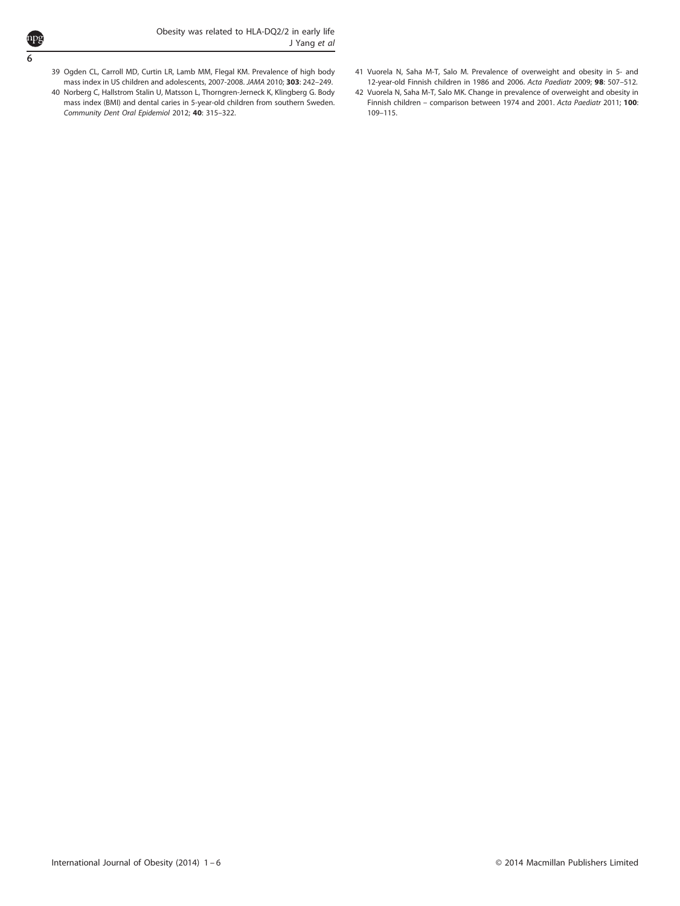39 Ogden CL, Carroll MD, Curtin LR, Lamb MM, Flegal KM. Prevalence of high body mass index in US children and adolescents, 2007-2008. *JAMA* 2010; **303**: 242–249.

40 Norberg C, Hallstrom Stalin U, Matsson L, Thorngren-Jerneck K, Klingberg G. Body mass index (BMI) and dental caries in 5-year-old children from southern Sweden. *Community Dent Oral Epidemiol* 2012; **40**: 315–322.

41 Vuorela N, Saha M-T, Salo M. Prevalence of overweight and obesity in 5- and 12-year-old Finnish children in 1986 and 2006. *Acta Paediatr* 2009; **98**: 507–512.

42 Vuorela N, Saha M-T, Salo MK. Change in prevalence of overweight and obesity in Finnish children – comparison between 1974 and 2001. *Acta Paediatr* 2011; **100**: 109–115.